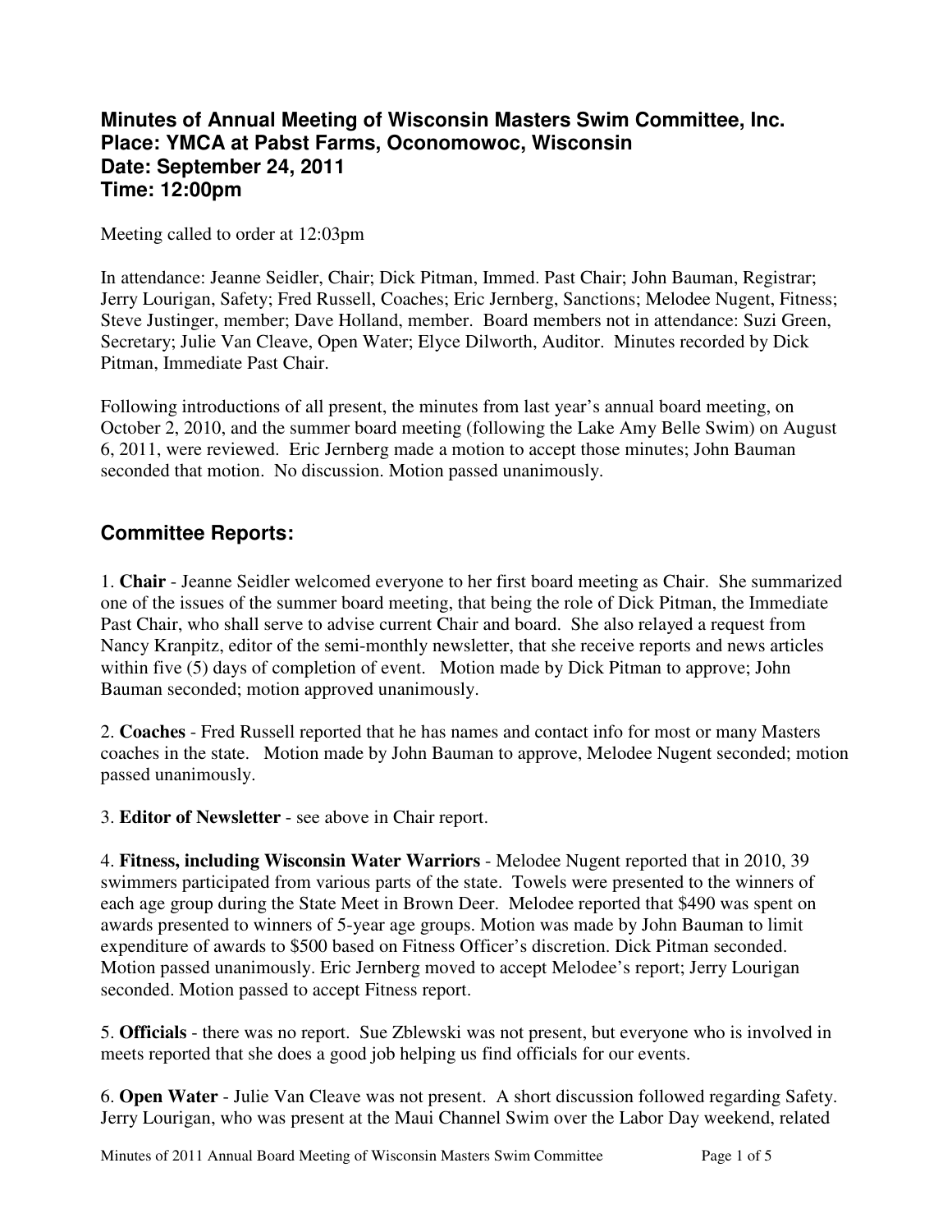# Minutes of Annual Meeting of Wisconsin Masters Swim Committee, Inc.
# Place: YMCA at Pabst Farms, Oconomowoc, Wisconsin
# Date: September 24, 2011
# Time: 12:00pm

Meeting called to order at 12:03pm

In attendance: Jeanne Seidler, Chair; Dick Pitman, Immed. Past Chair; John Bauman, Registrar; Jerry Lourigan, Safety; Fred Russell, Coaches; Eric Jernberg, Sanctions; Melodee Nugent, Fitness; Steve Justinger, member; Dave Holland, member. Board members not in attendance: Suzi Green, Secretary; Julie Van Cleave, Open Water; Elyce Dilworth, Auditor. Minutes recorded by Dick Pitman, Immediate Past Chair.

Following introductions of all present, the minutes from last year's annual board meeting, on October 2, 2010, and the summer board meeting (following the Lake Amy Belle Swim) on August 6, 2011, were reviewed. Eric Jernberg made a motion to accept those minutes; John Bauman seconded that motion. No discussion. Motion passed unanimously.

## Committee Reports:

1. **Chair** - Jeanne Seidler welcomed everyone to her first board meeting as Chair. She summarized one of the issues of the summer board meeting, that being the role of Dick Pitman, the Immediate Past Chair, who shall serve to advise current Chair and board. She also relayed a request from Nancy Kranpitz, editor of the semi-monthly newsletter, that she receive reports and news articles within five (5) days of completion of event. Motion made by Dick Pitman to approve; John Bauman seconded; motion approved unanimously.

2. **Coaches** - Fred Russell reported that he has names and contact info for most or many Masters coaches in the state. Motion made by John Bauman to approve, Melodee Nugent seconded; motion passed unanimously.

3. **Editor of Newsletter** - see above in Chair report.

4. **Fitness, including Wisconsin Water Warriors** - Melodee Nugent reported that in 2010, 39 swimmers participated from various parts of the state. Towels were presented to the winners of each age group during the State Meet in Brown Deer. Melodee reported that $490 was spent on awards presented to winners of 5-year age groups. Motion was made by John Bauman to limit expenditure of awards to $500 based on Fitness Officer's discretion. Dick Pitman seconded. Motion passed unanimously. Eric Jernberg moved to accept Melodee's report; Jerry Lourigan seconded. Motion passed to accept Fitness report.

5. **Officials** - there was no report. Sue Zblewski was not present, but everyone who is involved in meets reported that she does a good job helping us find officials for our events.

6. **Open Water** - Julie Van Cleave was not present. A short discussion followed regarding Safety. Jerry Lourigan, who was present at the Maui Channel Swim over the Labor Day weekend, related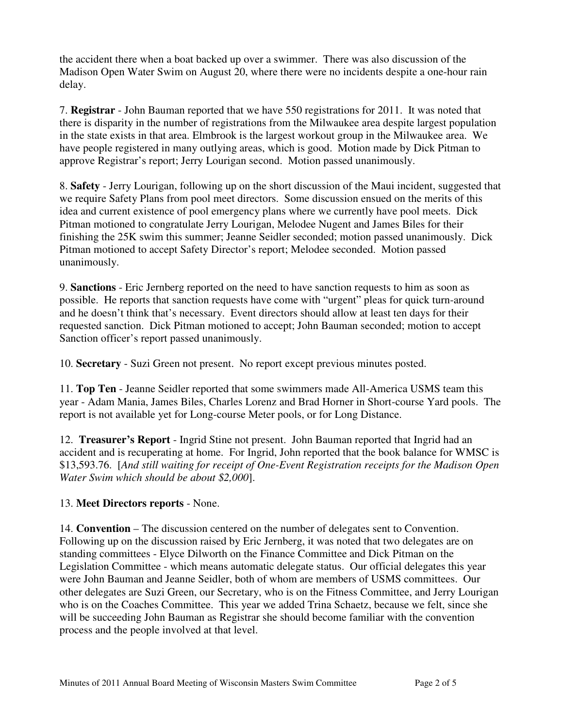the accident there when a boat backed up over a swimmer. There was also discussion of the Madison Open Water Swim on August 20, where there were no incidents despite a one-hour rain delay.

7. **Registrar** - John Bauman reported that we have 550 registrations for 2011. It was noted that there is disparity in the number of registrations from the Milwaukee area despite largest population in the state exists in that area. Elmbrook is the largest workout group in the Milwaukee area. We have people registered in many outlying areas, which is good. Motion made by Dick Pitman to approve Registrar's report; Jerry Lourigan second. Motion passed unanimously.

8. **Safety** - Jerry Lourigan, following up on the short discussion of the Maui incident, suggested that we require Safety Plans from pool meet directors. Some discussion ensued on the merits of this idea and current existence of pool emergency plans where we currently have pool meets. Dick Pitman motioned to congratulate Jerry Lourigan, Melodee Nugent and James Biles for their finishing the 25K swim this summer; Jeanne Seidler seconded; motion passed unanimously. Dick Pitman motioned to accept Safety Director's report; Melodee seconded. Motion passed unanimously.

9. **Sanctions** - Eric Jernberg reported on the need to have sanction requests to him as soon as possible. He reports that sanction requests have come with "urgent" pleas for quick turn-around and he doesn't think that's necessary. Event directors should allow at least ten days for their requested sanction. Dick Pitman motioned to accept; John Bauman seconded; motion to accept Sanction officer's report passed unanimously.

10. **Secretary** - Suzi Green not present. No report except previous minutes posted.

11. **Top Ten** - Jeanne Seidler reported that some swimmers made All-America USMS team this year - Adam Mania, James Biles, Charles Lorenz and Brad Horner in Short-course Yard pools. The report is not available yet for Long-course Meter pools, or for Long Distance.

12. **Treasurer's Report** - Ingrid Stine not present. John Bauman reported that Ingrid had an accident and is recuperating at home. For Ingrid, John reported that the book balance for WMSC is $13,593.76. [*And still waiting for receipt of One-Event Registration receipts for the Madison Open Water Swim which should be about $2,000*].

13. **Meet Directors reports** - None.

14. **Convention** – The discussion centered on the number of delegates sent to Convention. Following up on the discussion raised by Eric Jernberg, it was noted that two delegates are on standing committees - Elyce Dilworth on the Finance Committee and Dick Pitman on the Legislation Committee - which means automatic delegate status. Our official delegates this year were John Bauman and Jeanne Seidler, both of whom are members of USMS committees. Our other delegates are Suzi Green, our Secretary, who is on the Fitness Committee, and Jerry Lourigan who is on the Coaches Committee. This year we added Trina Schaetz, because we felt, since she will be succeeding John Bauman as Registrar she should become familiar with the convention process and the people involved at that level.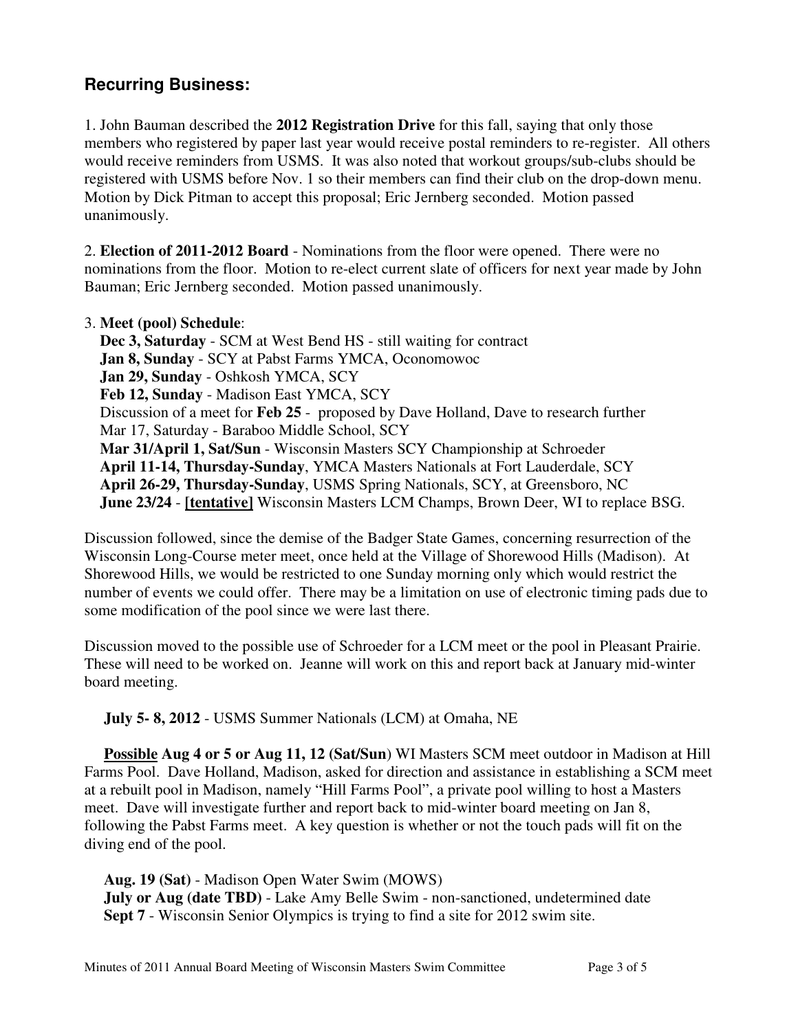## Recurring Business:

1. John Bauman described the **2012 Registration Drive** for this fall, saying that only those members who registered by paper last year would receive postal reminders to re-register. All others would receive reminders from USMS. It was also noted that workout groups/sub-clubs should be registered with USMS before Nov. 1 so their members can find their club on the drop-down menu. Motion by Dick Pitman to accept this proposal; Eric Jernberg seconded. Motion passed unanimously.

2. **Election of 2011-2012 Board** - Nominations from the floor were opened. There were no nominations from the floor. Motion to re-elect current slate of officers for next year made by John Bauman; Eric Jernberg seconded. Motion passed unanimously.

3. **Meet (pool) Schedule**:
   **Dec 3, Saturday** - SCM at West Bend HS - still waiting for contract
   **Jan 8, Sunday** - SCY at Pabst Farms YMCA, Oconomowoc
   **Jan 29, Sunday** - Oshkosh YMCA, SCY
   **Feb 12, Sunday** - Madison East YMCA, SCY
   Discussion of a meet for **Feb 25** - proposed by Dave Holland, Dave to research further
   Mar 17, Saturday - Baraboo Middle School, SCY
   **Mar 31/April 1, Sat/Sun** - Wisconsin Masters SCY Championship at Schroeder
   **April 11-14, Thursday-Sunday**, YMCA Masters Nationals at Fort Lauderdale, SCY
   **April 26-29, Thursday-Sunday**, USMS Spring Nationals, SCY, at Greensboro, NC
   **June 23/24** - **[tentative]** Wisconsin Masters LCM Champs, Brown Deer, WI to replace BSG.

Discussion followed, since the demise of the Badger State Games, concerning resurrection of the Wisconsin Long-Course meter meet, once held at the Village of Shorewood Hills (Madison). At Shorewood Hills, we would be restricted to one Sunday morning only which would restrict the number of events we could offer. There may be a limitation on use of electronic timing pads due to some modification of the pool since we were last there.

Discussion moved to the possible use of Schroeder for a LCM meet or the pool in Pleasant Prairie. These will need to be worked on. Jeanne will work on this and report back at January mid-winter board meeting.

**July 5- 8, 2012** - USMS Summer Nationals (LCM) at Omaha, NE

**Possible Aug 4 or 5 or Aug 11, 12 (Sat/Sun**) WI Masters SCM meet outdoor in Madison at Hill Farms Pool. Dave Holland, Madison, asked for direction and assistance in establishing a SCM meet at a rebuilt pool in Madison, namely "Hill Farms Pool", a private pool willing to host a Masters meet. Dave will investigate further and report back to mid-winter board meeting on Jan 8, following the Pabst Farms meet. A key question is whether or not the touch pads will fit on the diving end of the pool.

**Aug. 19 (Sat)** - Madison Open Water Swim (MOWS)
**July or Aug (date TBD)** - Lake Amy Belle Swim - non-sanctioned, undetermined date
**Sept 7** - Wisconsin Senior Olympics is trying to find a site for 2012 swim site.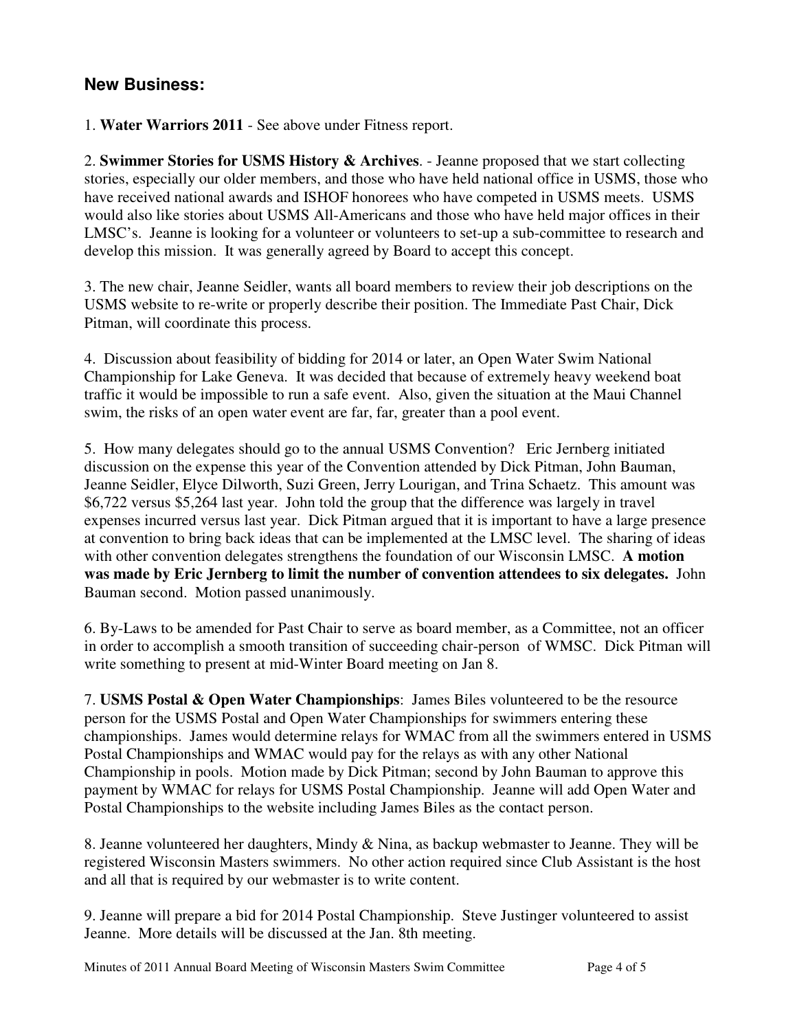## New Business:

1. **Water Warriors 2011** - See above under Fitness report.

2. **Swimmer Stories for USMS History & Archives**. - Jeanne proposed that we start collecting stories, especially our older members, and those who have held national office in USMS, those who have received national awards and ISHOF honorees who have competed in USMS meets. USMS would also like stories about USMS All-Americans and those who have held major offices in their LMSC's. Jeanne is looking for a volunteer or volunteers to set-up a sub-committee to research and develop this mission. It was generally agreed by Board to accept this concept.

3. The new chair, Jeanne Seidler, wants all board members to review their job descriptions on the USMS website to re-write or properly describe their position. The Immediate Past Chair, Dick Pitman, will coordinate this process.

4. Discussion about feasibility of bidding for 2014 or later, an Open Water Swim National Championship for Lake Geneva. It was decided that because of extremely heavy weekend boat traffic it would be impossible to run a safe event. Also, given the situation at the Maui Channel swim, the risks of an open water event are far, far, greater than a pool event.

5. How many delegates should go to the annual USMS Convention? Eric Jernberg initiated discussion on the expense this year of the Convention attended by Dick Pitman, John Bauman, Jeanne Seidler, Elyce Dilworth, Suzi Green, Jerry Lourigan, and Trina Schaetz. This amount was $6,722 versus $5,264 last year. John told the group that the difference was largely in travel expenses incurred versus last year. Dick Pitman argued that it is important to have a large presence at convention to bring back ideas that can be implemented at the LMSC level. The sharing of ideas with other convention delegates strengthens the foundation of our Wisconsin LMSC. **A motion was made by Eric Jernberg to limit the number of convention attendees to six delegates.** John Bauman second. Motion passed unanimously.

6. By-Laws to be amended for Past Chair to serve as board member, as a Committee, not an officer in order to accomplish a smooth transition of succeeding chair-person of WMSC. Dick Pitman will write something to present at mid-Winter Board meeting on Jan 8.

7. **USMS Postal & Open Water Championships**: James Biles volunteered to be the resource person for the USMS Postal and Open Water Championships for swimmers entering these championships. James would determine relays for WMAC from all the swimmers entered in USMS Postal Championships and WMAC would pay for the relays as with any other National Championship in pools. Motion made by Dick Pitman; second by John Bauman to approve this payment by WMAC for relays for USMS Postal Championship. Jeanne will add Open Water and Postal Championships to the website including James Biles as the contact person.

8. Jeanne volunteered her daughters, Mindy & Nina, as backup webmaster to Jeanne. They will be registered Wisconsin Masters swimmers. No other action required since Club Assistant is the host and all that is required by our webmaster is to write content.

9. Jeanne will prepare a bid for 2014 Postal Championship. Steve Justinger volunteered to assist Jeanne. More details will be discussed at the Jan. 8th meeting.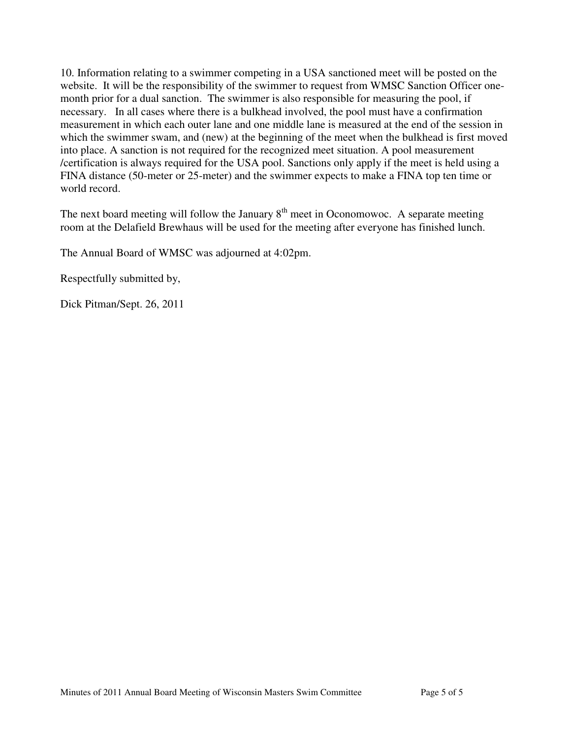10. Information relating to a swimmer competing in a USA sanctioned meet will be posted on the website. It will be the responsibility of the swimmer to request from WMSC Sanction Officer one-month prior for a dual sanction. The swimmer is also responsible for measuring the pool, if necessary. In all cases where there is a bulkhead involved, the pool must have a confirmation measurement in which each outer lane and one middle lane is measured at the end of the session in which the swimmer swam, and (new) at the beginning of the meet when the bulkhead is first moved into place. A sanction is not required for the recognized meet situation. A pool measurement /certification is always required for the USA pool. Sanctions only apply if the meet is held using a FINA distance (50-meter or 25-meter) and the swimmer expects to make a FINA top ten time or world record.

The next board meeting will follow the January 8th meet in Oconomowoc. A separate meeting room at the Delafield Brewhaus will be used for the meeting after everyone has finished lunch.

The Annual Board of WMSC was adjourned at 4:02pm.

Respectfully submitted by,

Dick Pitman/Sept. 26, 2011